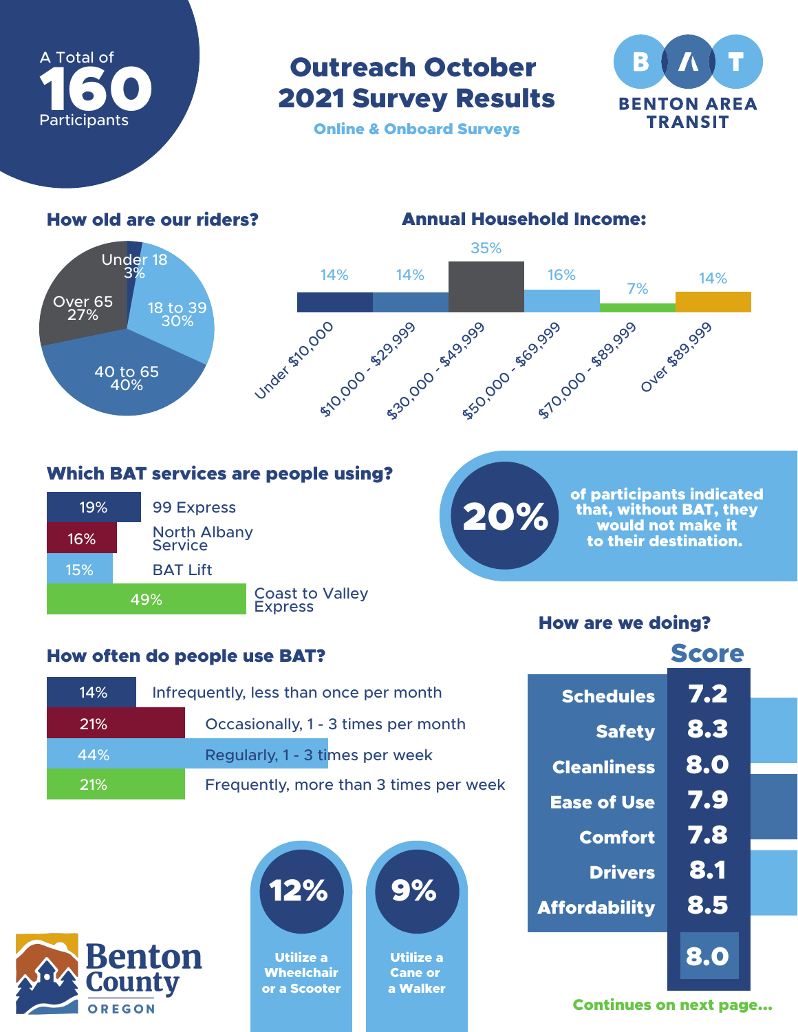A Total of **160** Participants

# Outreach October 2021 Survey Results

**Online & Onboard Surveys**

**BAT — BENTON AREA TRANSIT**

## How old are our riders?

| Age | Percent |
|---|---|
| Under 18 | 3% |
| 18 to 39 | 30% |
| 40 to 65 | 40% |
| Over 65 | 27% |

## Annual Household Income:

| Income | Percent |
|---|---|
| Under $10,000 | 14% |
| $10,000 - $29,999 | 14% |
| $30,000 - $49,999 | 35% |
| $50,000 - $69,999 | 16% |
| $70,000 - $89,999 | 7% |
| Over $89,999 | 14% |

## Which BAT services are people using?

| Percent | Service |
|---|---|
| 19% | 99 Express |
| 16% | North Albany Service |
| 15% | BAT Lift |
| 49% | Coast to Valley Express |

**20%** of participants indicated that, without BAT, they would not make it to their destination.

## How often do people use BAT?

| Percent | Frequency |
|---|---|
| 14% | Infrequently, less than once per month |
| 21% | Occasionally, 1 - 3 times per month |
| 44% | Regularly, 1 - 3 times per week |
| 21% | Frequently, more than 3 times per week |

## How are we doing?

| | Score |
|---|---|
| Schedules | 7.2 |
| Safety | 8.3 |
| Cleanliness | 8.0 |
| Ease of Use | 7.9 |
| Comfort | 7.8 |
| Drivers | 8.1 |
| Affordability | 8.5 |
| | 8.0 |

**12%** Utilize a Wheelchair or a Scooter

**9%** Utilize a Cane or a Walker

Benton County OREGON

**Continues on next page...**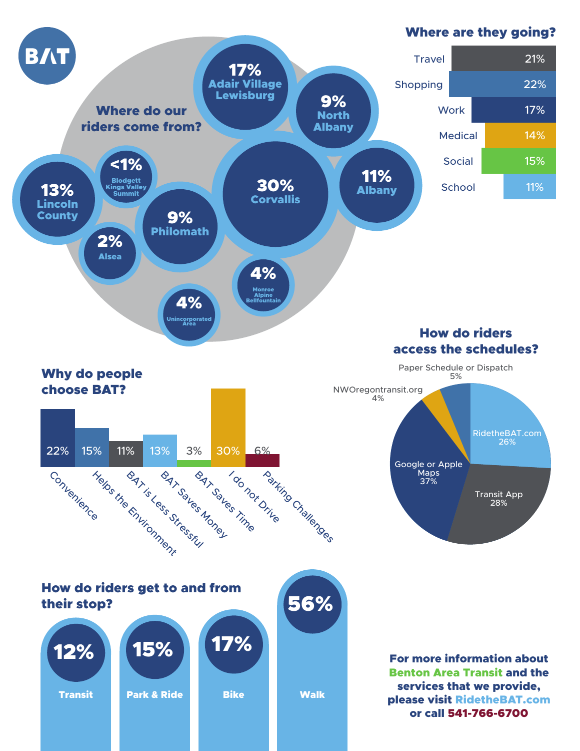BAT

## Where do our riders come from?

17% Adair Village Lewisburg

9% North Albany

13% Lincoln County

<1% Blodgett Kings Valley Summit

30% Corvallis

11% Albany

9% Philomath

2% Alsea

4% Monroe Alpine Bellfountain

4% Unincorporated Area

## Where are they going?

Travel 21%

Shopping 22%

Work 17%

Medical 14%

Social 15%

School 11%

## Why do people choose BAT?

22% Convenience

15% Helps the Environment

11% BAT is Less Stressful

13% BAT Saves Money

3% BAT Saves Time

30% I do not Drive

6% Parking Challenges

## How do riders access the schedules?

Paper Schedule or Dispatch 5%

NWOregontransit.org 4%

RidetheBAT.com 26%

Google or Apple Maps 37%

Transit App 28%

## How do riders get to and from their stop?

12% Transit

15% Park & Ride

17% Bike

56% Walk

**For more information about Benton Area Transit and the services that we provide, please visit RidetheBAT.com or call 541-766-6700**